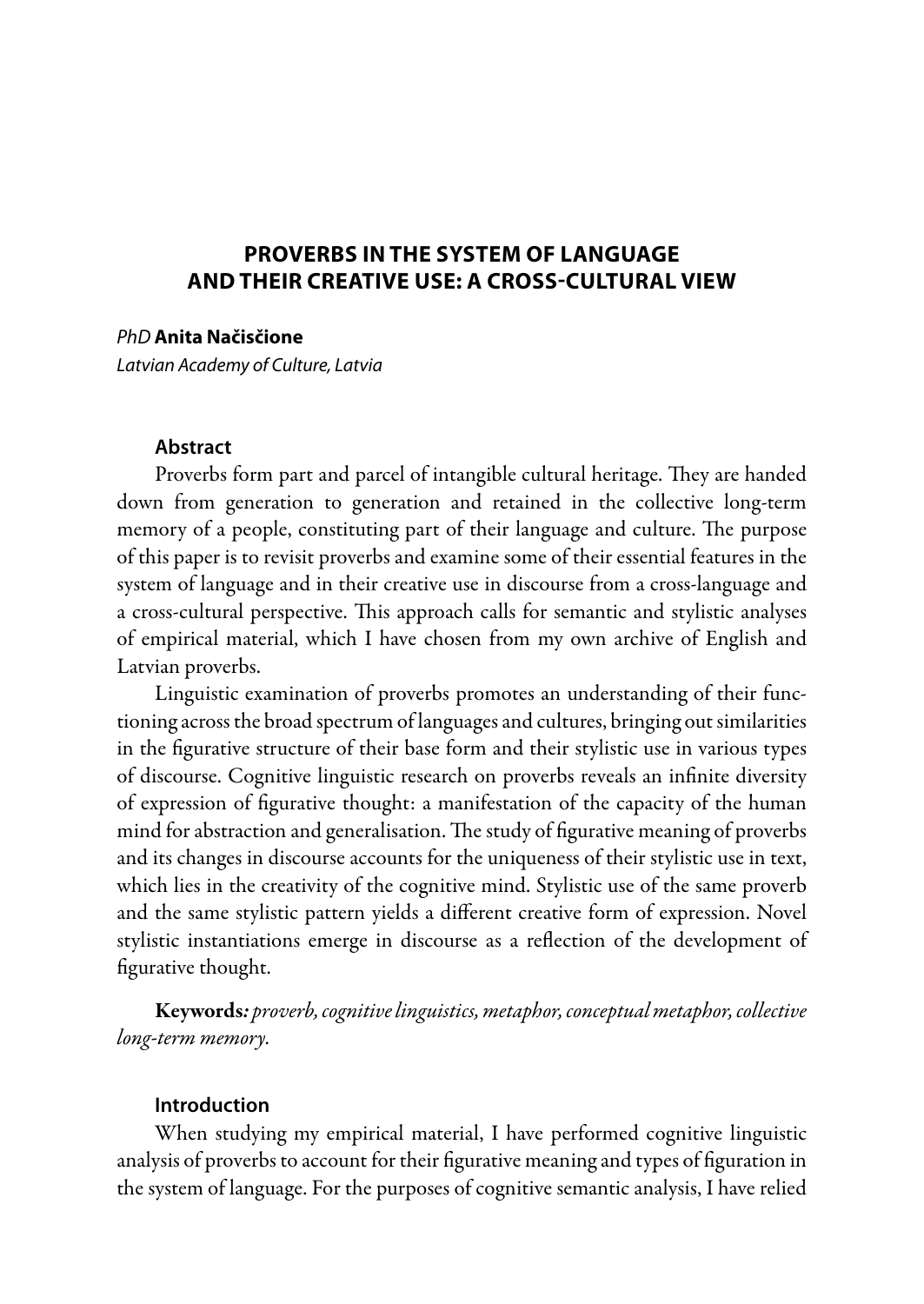# PROVERBS IN THE SYSTEM OF LANGUAGE AND THEIR CREATIVE USE: A CROSS-CULTURAL VIEW

*PhD* **Anita Načisčione**
*Latvian Academy of Culture, Latvia*

## Abstract

Proverbs form part and parcel of intangible cultural heritage. They are handed down from generation to generation and retained in the collective long-term memory of a people, constituting part of their language and culture. The purpose of this paper is to revisit proverbs and examine some of their essential features in the system of language and in their creative use in discourse from a cross-language and a cross-cultural perspective. This approach calls for semantic and stylistic analyses of empirical material, which I have chosen from my own archive of English and Latvian proverbs.

Linguistic examination of proverbs promotes an understanding of their functioning across the broad spectrum of languages and cultures, bringing out similarities in the figurative structure of their base form and their stylistic use in various types of discourse. Cognitive linguistic research on proverbs reveals an infinite diversity of expression of figurative thought: a manifestation of the capacity of the human mind for abstraction and generalisation. The study of figurative meaning of proverbs and its changes in discourse accounts for the uniqueness of their stylistic use in text, which lies in the creativity of the cognitive mind. Stylistic use of the same proverb and the same stylistic pattern yields a different creative form of expression. Novel stylistic instantiations emerge in discourse as a reflection of the development of figurative thought.

**Keywords***: proverb, cognitive linguistics, metaphor, conceptual metaphor, collective long-term memory.*

## Introduction

When studying my empirical material, I have performed cognitive linguistic analysis of proverbs to account for their figurative meaning and types of figuration in the system of language. For the purposes of cognitive semantic analysis, I have relied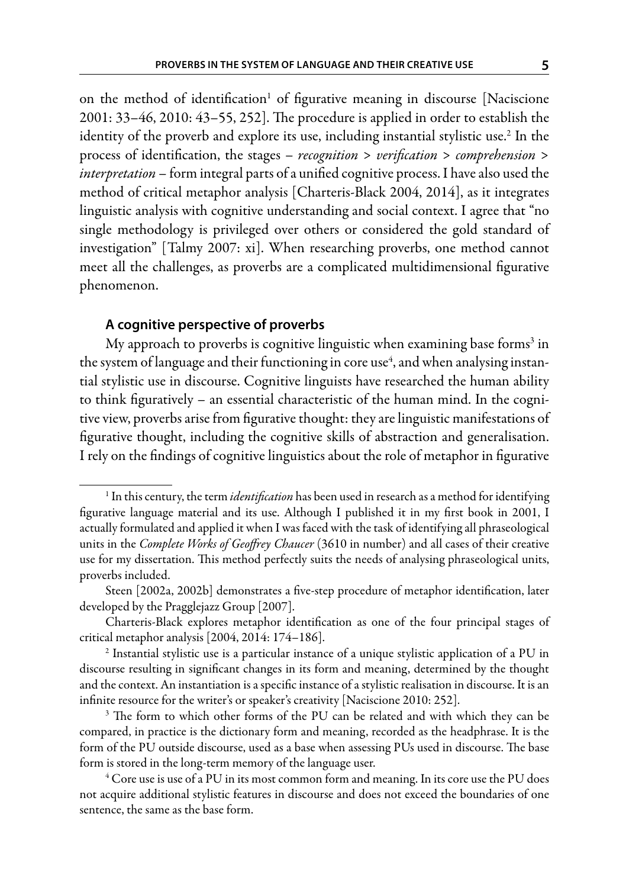on the method of identification[1] of figurative meaning in discourse [Naciscione 2001: 33–46, 2010: 43–55, 252]. The procedure is applied in order to establish the identity of the proverb and explore its use, including instantial stylistic use.[2] In the process of identification, the stages – *recognition* > *verification* > *comprehension* > *interpretation* – form integral parts of a unified cognitive process. I have also used the method of critical metaphor analysis [Charteris-Black 2004, 2014], as it integrates linguistic analysis with cognitive understanding and social context. I agree that "no single methodology is privileged over others or considered the gold standard of investigation" [Talmy 2007: xi]. When researching proverbs, one method cannot meet all the challenges, as proverbs are a complicated multidimensional figurative phenomenon.

### A cognitive perspective of proverbs

My approach to proverbs is cognitive linguistic when examining base forms[3] in the system of language and their functioning in core use[4], and when analysing instantial stylistic use in discourse. Cognitive linguists have researched the human ability to think figuratively – an essential characteristic of the human mind. In the cognitive view, proverbs arise from figurative thought: they are linguistic manifestations of figurative thought, including the cognitive skills of abstraction and generalisation. I rely on the findings of cognitive linguistics about the role of metaphor in figurative

---

[1] In this century, the term *identification* has been used in research as a method for identifying figurative language material and its use. Although I published it in my first book in 2001, I actually formulated and applied it when I was faced with the task of identifying all phraseological units in the *Complete Works of Geoffrey Chaucer* (3610 in number) and all cases of their creative use for my dissertation. This method perfectly suits the needs of analysing phraseological units, proverbs included.

Steen [2002a, 2002b] demonstrates a five-step procedure of metaphor identification, later developed by the Pragglejazz Group [2007].

Charteris-Black explores metaphor identification as one of the four principal stages of critical metaphor analysis [2004, 2014: 174–186].

[2] Instantial stylistic use is a particular instance of a unique stylistic application of a PU in discourse resulting in significant changes in its form and meaning, determined by the thought and the context. An instantiation is a specific instance of a stylistic realisation in discourse. It is an infinite resource for the writer's or speaker's creativity [Naciscione 2010: 252].

[3] The form to which other forms of the PU can be related and with which they can be compared, in practice is the dictionary form and meaning, recorded as the headphrase. It is the form of the PU outside discourse, used as a base when assessing PUs used in discourse. The base form is stored in the long-term memory of the language user.

[4] Core use is use of a PU in its most common form and meaning. In its core use the PU does not acquire additional stylistic features in discourse and does not exceed the boundaries of one sentence, the same as the base form.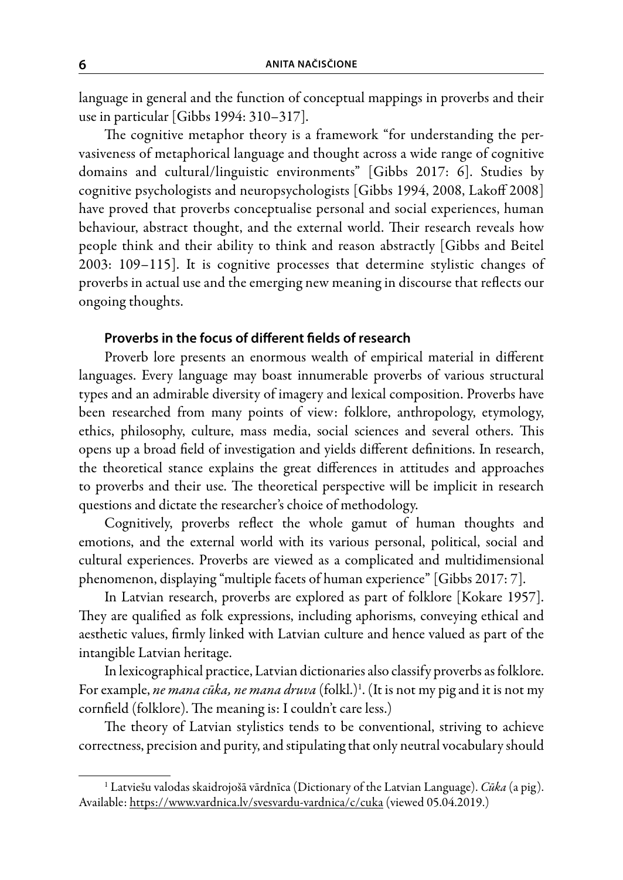language in general and the function of conceptual mappings in proverbs and their use in particular [Gibbs 1994: 310–317].

The cognitive metaphor theory is a framework "for understanding the pervasiveness of metaphorical language and thought across a wide range of cognitive domains and cultural/linguistic environments" [Gibbs 2017: 6]. Studies by cognitive psychologists and neuropsychologists [Gibbs 1994, 2008, Lakoff 2008] have proved that proverbs conceptualise personal and social experiences, human behaviour, abstract thought, and the external world. Their research reveals how people think and their ability to think and reason abstractly [Gibbs and Beitel 2003: 109–115]. It is cognitive processes that determine stylistic changes of proverbs in actual use and the emerging new meaning in discourse that reflects our ongoing thoughts.

### Proverbs in the focus of different fields of research

Proverb lore presents an enormous wealth of empirical material in different languages. Every language may boast innumerable proverbs of various structural types and an admirable diversity of imagery and lexical composition. Proverbs have been researched from many points of view: folklore, anthropology, etymology, ethics, philosophy, culture, mass media, social sciences and several others. This opens up a broad field of investigation and yields different definitions. In research, the theoretical stance explains the great differences in attitudes and approaches to proverbs and their use. The theoretical perspective will be implicit in research questions and dictate the researcher's choice of methodology.

Cognitively, proverbs reflect the whole gamut of human thoughts and emotions, and the external world with its various personal, political, social and cultural experiences. Proverbs are viewed as a complicated and multidimensional phenomenon, displaying "multiple facets of human experience" [Gibbs 2017: 7].

In Latvian research, proverbs are explored as part of folklore [Kokare 1957]. They are qualified as folk expressions, including aphorisms, conveying ethical and aesthetic values, firmly linked with Latvian culture and hence valued as part of the intangible Latvian heritage.

In lexicographical practice, Latvian dictionaries also classify proverbs as folklore. For example, *ne mana cūka, ne mana druva* (folkl.)[1]. (It is not my pig and it is not my cornfield (folklore). The meaning is: I couldn't care less.)

The theory of Latvian stylistics tends to be conventional, striving to achieve correctness, precision and purity, and stipulating that only neutral vocabulary should

[1] Latviešu valodas skaidrojošā vārdnīca (Dictionary of the Latvian Language). *Cūka* (a pig). Available: https://www.vardnica.lv/svesvardu-vardnica/c/cuka (viewed 05.04.2019.)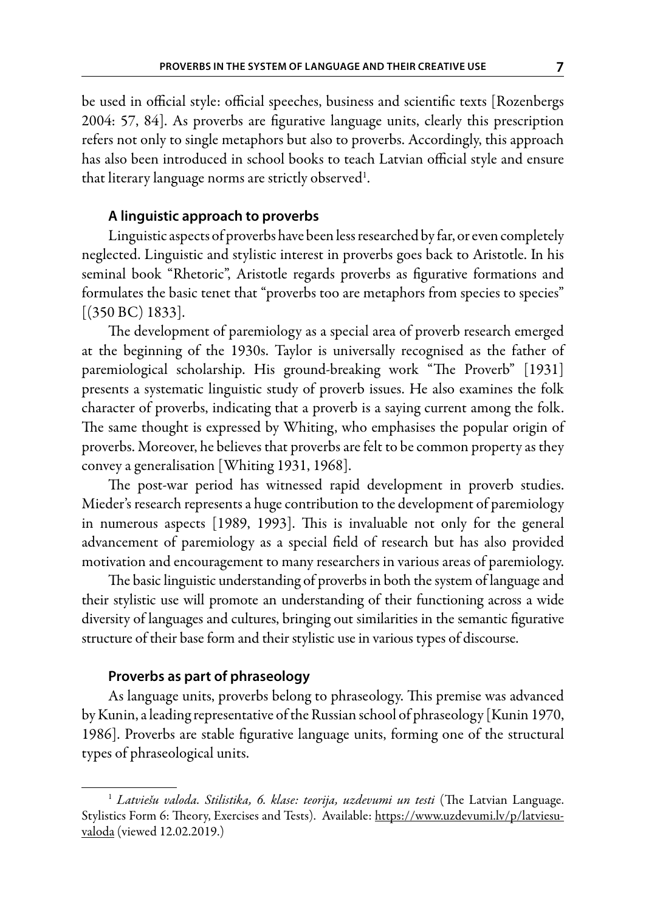be used in official style: official speeches, business and scientific texts [Rozenbergs 2004: 57, 84]. As proverbs are figurative language units, clearly this prescription refers not only to single metaphors but also to proverbs. Accordingly, this approach has also been introduced in school books to teach Latvian official style and ensure that literary language norms are strictly observed[1].

### A linguistic approach to proverbs

Linguistic aspects of proverbs have been less researched by far, or even completely neglected. Linguistic and stylistic interest in proverbs goes back to Aristotle. In his seminal book "Rhetoric", Aristotle regards proverbs as figurative formations and formulates the basic tenet that "proverbs too are metaphors from species to species" [(350 BC) 1833].

The development of paremiology as a special area of proverb research emerged at the beginning of the 1930s. Taylor is universally recognised as the father of paremiological scholarship. His ground-breaking work "The Proverb" [1931] presents a systematic linguistic study of proverb issues. He also examines the folk character of proverbs, indicating that a proverb is a saying current among the folk. The same thought is expressed by Whiting, who emphasises the popular origin of proverbs. Moreover, he believes that proverbs are felt to be common property as they convey a generalisation [Whiting 1931, 1968].

The post-war period has witnessed rapid development in proverb studies. Mieder's research represents a huge contribution to the development of paremiology in numerous aspects [1989, 1993]. This is invaluable not only for the general advancement of paremiology as a special field of research but has also provided motivation and encouragement to many researchers in various areas of paremiology.

The basic linguistic understanding of proverbs in both the system of language and their stylistic use will promote an understanding of their functioning across a wide diversity of languages and cultures, bringing out similarities in the semantic figurative structure of their base form and their stylistic use in various types of discourse.

### Proverbs as part of phraseology

As language units, proverbs belong to phraseology. This premise was advanced by Kunin, a leading representative of the Russian school of phraseology [Kunin 1970, 1986]. Proverbs are stable figurative language units, forming one of the structural types of phraseological units.

---

[1] *Latviešu valoda. Stilistika, 6. klase: teorija, uzdevumi un testi* (The Latvian Language. Stylistics Form 6: Theory, Exercises and Tests). Available: https://www.uzdevumi.lv/p/latviesu-valoda (viewed 12.02.2019.)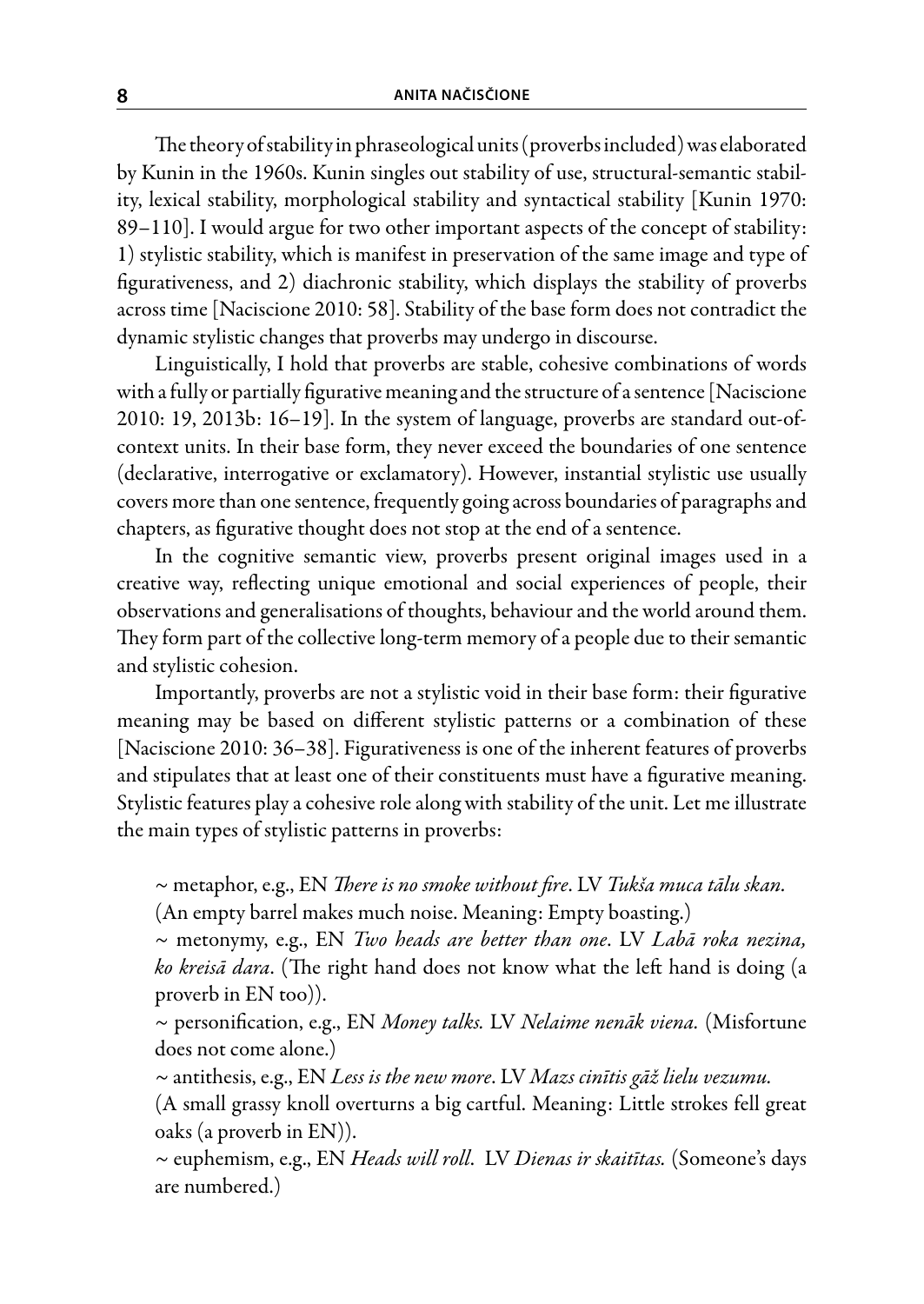The theory of stability in phraseological units (proverbs included) was elaborated by Kunin in the 1960s. Kunin singles out stability of use, structural-semantic stability, lexical stability, morphological stability and syntactical stability [Kunin 1970: 89–110]. I would argue for two other important aspects of the concept of stability: 1) stylistic stability, which is manifest in preservation of the same image and type of figurativeness, and 2) diachronic stability, which displays the stability of proverbs across time [Naciscione 2010: 58]. Stability of the base form does not contradict the dynamic stylistic changes that proverbs may undergo in discourse.

Linguistically, I hold that proverbs are stable, cohesive combinations of words with a fully or partially figurative meaning and the structure of a sentence [Naciscione 2010: 19, 2013b: 16–19]. In the system of language, proverbs are standard out-of-context units. In their base form, they never exceed the boundaries of one sentence (declarative, interrogative or exclamatory). However, instantial stylistic use usually covers more than one sentence, frequently going across boundaries of paragraphs and chapters, as figurative thought does not stop at the end of a sentence.

In the cognitive semantic view, proverbs present original images used in a creative way, reflecting unique emotional and social experiences of people, their observations and generalisations of thoughts, behaviour and the world around them. They form part of the collective long-term memory of a people due to their semantic and stylistic cohesion.

Importantly, proverbs are not a stylistic void in their base form: their figurative meaning may be based on different stylistic patterns or a combination of these [Naciscione 2010: 36–38]. Figurativeness is one of the inherent features of proverbs and stipulates that at least one of their constituents must have a figurative meaning. Stylistic features play a cohesive role along with stability of the unit. Let me illustrate the main types of stylistic patterns in proverbs:

~ metaphor, e.g., EN *There is no smoke without fire*. LV *Tukša muca tālu skan*. (An empty barrel makes much noise. Meaning: Empty boasting.)

~ metonymy, e.g., EN *Two heads are better than one*. LV *Labā roka nezina, ko kreisā dara*. (The right hand does not know what the left hand is doing (a proverb in EN too)).

~ personification, e.g., EN *Money talks.* LV *Nelaime nenāk viena.* (Misfortune does not come alone.)

~ antithesis, e.g., EN *Less is the new more*. LV *Mazs cinītis gāž lielu vezumu.* (A small grassy knoll overturns a big cartful. Meaning: Little strokes fell great oaks (a proverb in EN)).

~ euphemism, e.g., EN *Heads will roll*. LV *Dienas ir skaitītas.* (Someone's days are numbered.)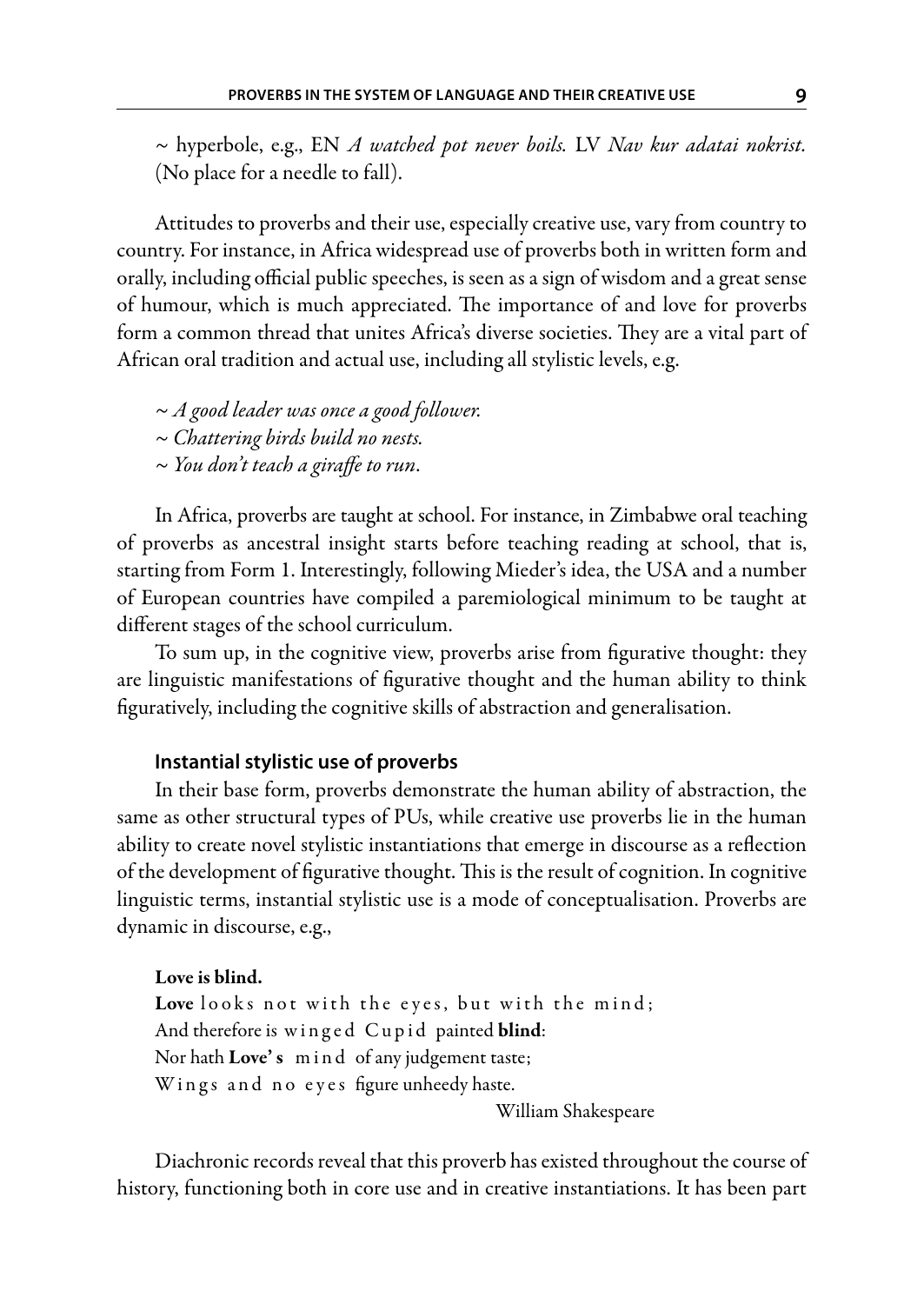~ hyperbole, e.g., EN *A watched pot never boils.* LV *Nav kur adatai nokrist.* (No place for a needle to fall).

Attitudes to proverbs and their use, especially creative use, vary from country to country. For instance, in Africa widespread use of proverbs both in written form and orally, including official public speeches, is seen as a sign of wisdom and a great sense of humour, which is much appreciated. The importance of and love for proverbs form a common thread that unites Africa's diverse societies. They are a vital part of African oral tradition and actual use, including all stylistic levels, e.g.

~ *A good leader was once a good follower.*
~ *Chattering birds build no nests.*
~ *You don't teach a giraffe to run*.

In Africa, proverbs are taught at school. For instance, in Zimbabwe oral teaching of proverbs as ancestral insight starts before teaching reading at school, that is, starting from Form 1. Interestingly, following Mieder's idea, the USA and a number of European countries have compiled a paremiological minimum to be taught at different stages of the school curriculum.

To sum up, in the cognitive view, proverbs arise from figurative thought: they are linguistic manifestations of figurative thought and the human ability to think figuratively, including the cognitive skills of abstraction and generalisation.

### Instantial stylistic use of proverbs

In their base form, proverbs demonstrate the human ability of abstraction, the same as other structural types of PUs, while creative use proverbs lie in the human ability to create novel stylistic instantiations that emerge in discourse as a reflection of the development of figurative thought. This is the result of cognition. In cognitive linguistic terms, instantial stylistic use is a mode of conceptualisation. Proverbs are dynamic in discourse, e.g.,

**Love is blind.**
**Love** looks not with the eyes, but with the mind;
And therefore is winged Cupid painted **blind**:
Nor hath **Love's** mind of any judgement taste;
Wings and no eyes figure unheedy haste.

William Shakespeare

Diachronic records reveal that this proverb has existed throughout the course of history, functioning both in core use and in creative instantiations. It has been part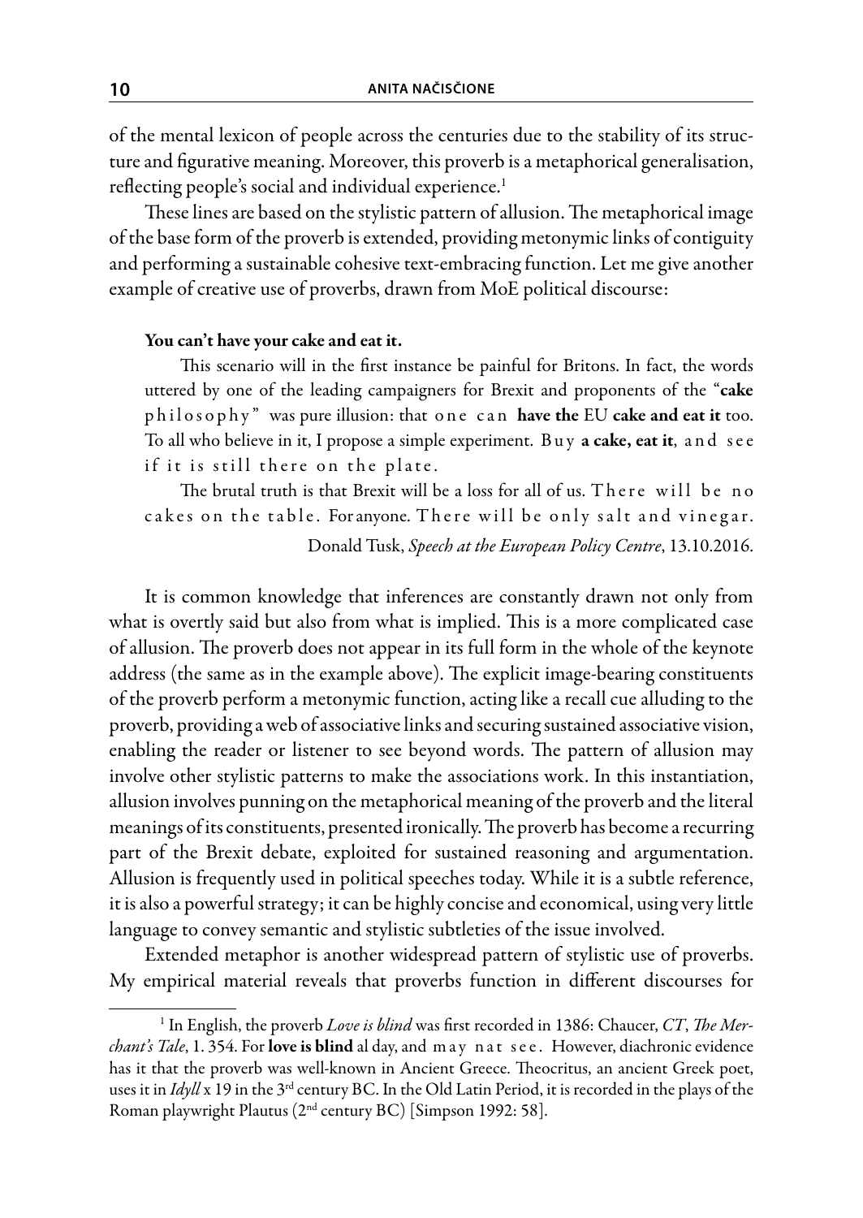of the mental lexicon of people across the centuries due to the stability of its structure and figurative meaning. Moreover, this proverb is a metaphorical generalisation, reflecting people's social and individual experience.[1]

These lines are based on the stylistic pattern of allusion. The metaphorical image of the base form of the proverb is extended, providing metonymic links of contiguity and performing a sustainable cohesive text-embracing function. Let me give another example of creative use of proverbs, drawn from MoE political discourse:

> **You can't have your cake and eat it.**
>
> This scenario will in the first instance be painful for Britons. In fact, the words uttered by one of the leading campaigners for Brexit and proponents of the "**cake** philosophy" was pure illusion: that one can **have the** EU **cake and eat it** too. To all who believe in it, I propose a simple experiment. Buy **a cake, eat it**, and see if it is still there on the plate.
>
> The brutal truth is that Brexit will be a loss for all of us. There will be no cakes on the table. For anyone. There will be only salt and vinegar.
>
> Donald Tusk, *Speech at the European Policy Centre*, 13.10.2016.

It is common knowledge that inferences are constantly drawn not only from what is overtly said but also from what is implied. This is a more complicated case of allusion. The proverb does not appear in its full form in the whole of the keynote address (the same as in the example above). The explicit image-bearing constituents of the proverb perform a metonymic function, acting like a recall cue alluding to the proverb, providing a web of associative links and securing sustained associative vision, enabling the reader or listener to see beyond words. The pattern of allusion may involve other stylistic patterns to make the associations work. In this instantiation, allusion involves punning on the metaphorical meaning of the proverb and the literal meanings of its constituents, presented ironically. The proverb has become a recurring part of the Brexit debate, exploited for sustained reasoning and argumentation. Allusion is frequently used in political speeches today. While it is a subtle reference, it is also a powerful strategy; it can be highly concise and economical, using very little language to convey semantic and stylistic subtleties of the issue involved.

Extended metaphor is another widespread pattern of stylistic use of proverbs. My empirical material reveals that proverbs function in different discourses for

---

[1] In English, the proverb *Love is blind* was first recorded in 1386: Chaucer, *CT*, *The Merchant's Tale*, 1. 354. For **love is blind** al day, and may nat see. However, diachronic evidence has it that the proverb was well-known in Ancient Greece. Theocritus, an ancient Greek poet, uses it in *Idyll* x 19 in the 3rd century BC. In the Old Latin Period, it is recorded in the plays of the Roman playwright Plautus (2nd century BC) [Simpson 1992: 58].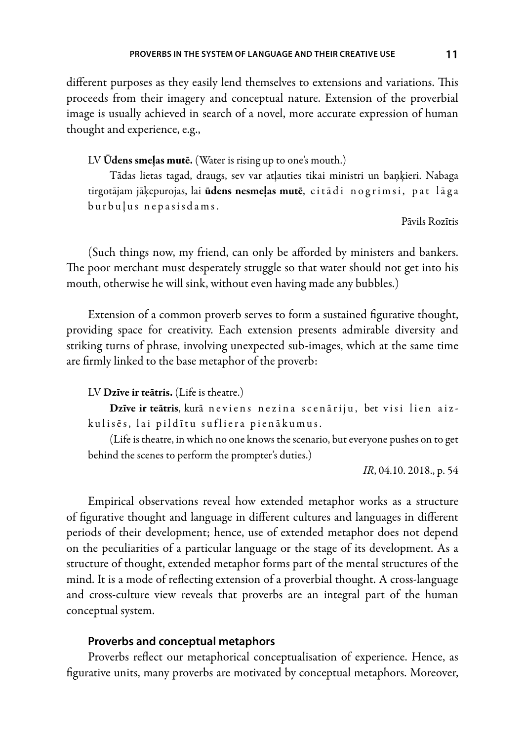different purposes as they easily lend themselves to extensions and variations. This proceeds from their imagery and conceptual nature. Extension of the proverbial image is usually achieved in search of a novel, more accurate expression of human thought and experience, e.g.,

LV **Ūdens smeļas mutē.** (Water is rising up to one's mouth.)

Tādas lietas tagad, draugs, sev var atļauties tikai ministri un baņķieri. Nabaga tirgotājam jāķepurojas, lai **ūdens nesmeļas mutē**, citādi nogrimsi, pat lāga burbuļus nepasisdams.

Pāvils Rozītis

(Such things now, my friend, can only be afforded by ministers and bankers. The poor merchant must desperately struggle so that water should not get into his mouth, otherwise he will sink, without even having made any bubbles.)

Extension of a common proverb serves to form a sustained figurative thought, providing space for creativity. Each extension presents admirable diversity and striking turns of phrase, involving unexpected sub-images, which at the same time are firmly linked to the base metaphor of the proverb:

LV **Dzīve ir teātris.** (Life is theatre.)

**Dzīve ir teātris**, kurā neviens nezina scenāriju, bet visi lien aizkulisēs, lai pildītu sufliera pienākumus.

(Life is theatre, in which no one knows the scenario, but everyone pushes on to get behind the scenes to perform the prompter's duties.)

*IR*, 04.10. 2018., p. 54

Empirical observations reveal how extended metaphor works as a structure of figurative thought and language in different cultures and languages in different periods of their development; hence, use of extended metaphor does not depend on the peculiarities of a particular language or the stage of its development. As a structure of thought, extended metaphor forms part of the mental structures of the mind. It is a mode of reflecting extension of a proverbial thought. A cross-language and cross-culture view reveals that proverbs are an integral part of the human conceptual system.

### Proverbs and conceptual metaphors

Proverbs reflect our metaphorical conceptualisation of experience. Hence, as figurative units, many proverbs are motivated by conceptual metaphors. Moreover,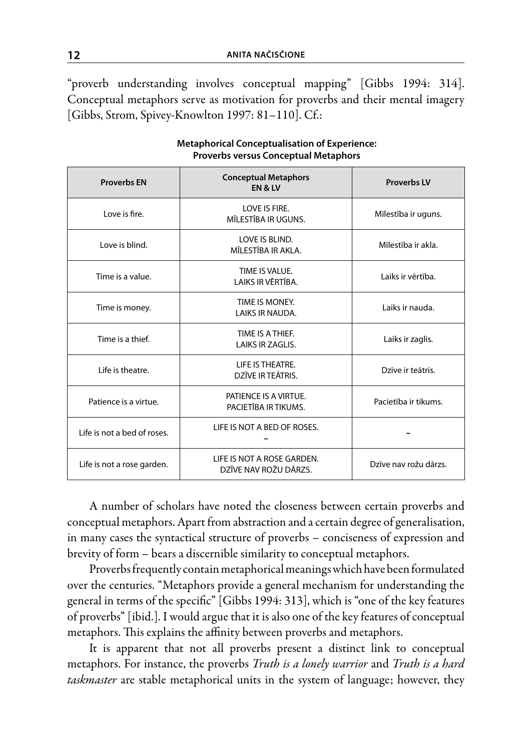"proverb understanding involves conceptual mapping" [Gibbs 1994: 314]. Conceptual metaphors serve as motivation for proverbs and their mental imagery [Gibbs, Strom, Spivey-Knowlton 1997: 81–110]. Cf.:

**Metaphorical Conceptualisation of Experience: Proverbs versus Conceptual Metaphors**

| Proverbs EN | Conceptual Metaphors EN & LV | Proverbs LV |
|---|---|---|
| Love is fire. | LOVE IS FIRE. MĪLESTĪBA IR UGUNS. | Mīlestība ir uguns. |
| Love is blind. | LOVE IS BLIND. MĪLESTĪBA IR AKLA. | Mīlestība ir akla. |
| Time is a value. | TIME IS VALUE. LAIKS IR VĒRTĪBA. | Laiks ir vērtība. |
| Time is money. | TIME IS MONEY. LAIKS IR NAUDA. | Laiks ir nauda. |
| Time is a thief. | TIME IS A THIEF. LAIKS IR ZAGLIS. | Laiks ir zaglis. |
| Life is theatre. | LIFE IS THEATRE. DZĪVE IR TEĀTRIS. | Dzīve ir teātris. |
| Patience is a virtue. | PATIENCE IS A VIRTUE. PACIETĪBA IR TIKUMS. | Pacietība ir tikums. |
| Life is not a bed of roses. | LIFE IS NOT A BED OF ROSES. – | – |
| Life is not a rose garden. | LIFE IS NOT A ROSE GARDEN. DZĪVE NAV ROŽU DĀRZS. | Dzīve nav rožu dārzs. |

A number of scholars have noted the closeness between certain proverbs and conceptual metaphors. Apart from abstraction and a certain degree of generalisation, in many cases the syntactical structure of proverbs – conciseness of expression and brevity of form – bears a discernible similarity to conceptual metaphors.

Proverbs frequently contain metaphorical meanings which have been formulated over the centuries. "Metaphors provide a general mechanism for understanding the general in terms of the specific" [Gibbs 1994: 313], which is "one of the key features of proverbs" [ibid.]. I would argue that it is also one of the key features of conceptual metaphors. This explains the affinity between proverbs and metaphors.

It is apparent that not all proverbs present a distinct link to conceptual metaphors. For instance, the proverbs *Truth is a lonely warrior* and *Truth is a hard taskmaster* are stable metaphorical units in the system of language; however, they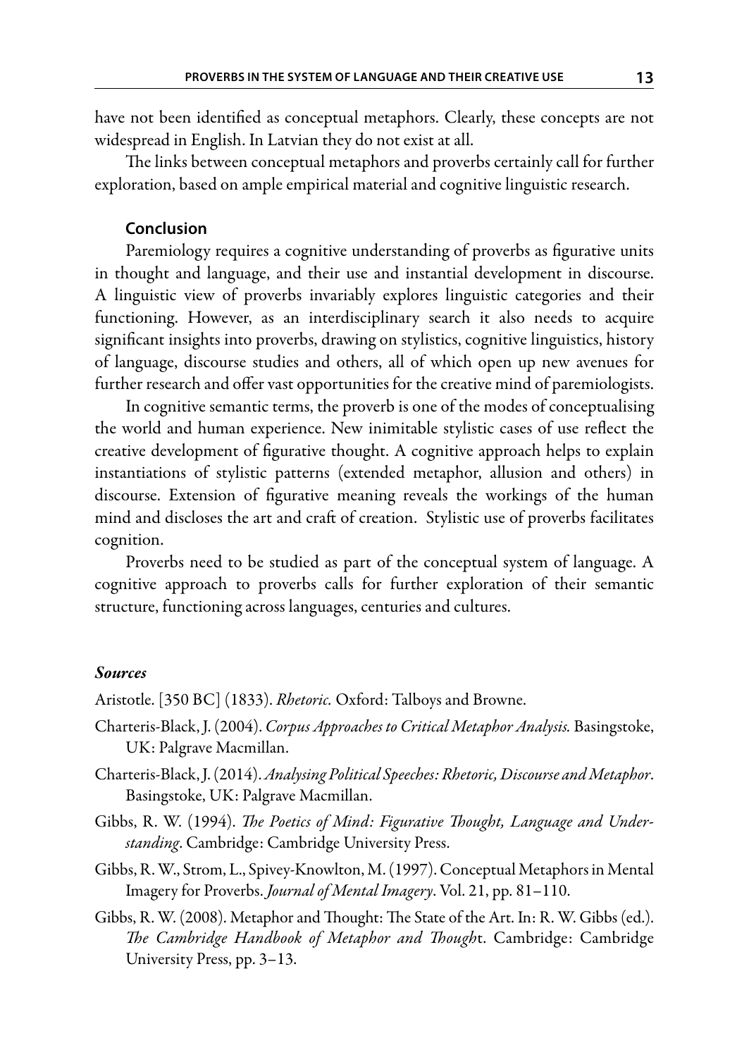have not been identified as conceptual metaphors. Clearly, these concepts are not widespread in English. In Latvian they do not exist at all.

The links between conceptual metaphors and proverbs certainly call for further exploration, based on ample empirical material and cognitive linguistic research.

### Conclusion

Paremiology requires a cognitive understanding of proverbs as figurative units in thought and language, and their use and instantial development in discourse. A linguistic view of proverbs invariably explores linguistic categories and their functioning. However, as an interdisciplinary search it also needs to acquire significant insights into proverbs, drawing on stylistics, cognitive linguistics, history of language, discourse studies and others, all of which open up new avenues for further research and offer vast opportunities for the creative mind of paremiologists.

In cognitive semantic terms, the proverb is one of the modes of conceptualising the world and human experience. New inimitable stylistic cases of use reflect the creative development of figurative thought. A cognitive approach helps to explain instantiations of stylistic patterns (extended metaphor, allusion and others) in discourse. Extension of figurative meaning reveals the workings of the human mind and discloses the art and craft of creation. Stylistic use of proverbs facilitates cognition.

Proverbs need to be studied as part of the conceptual system of language. A cognitive approach to proverbs calls for further exploration of their semantic structure, functioning across languages, centuries and cultures.

### *Sources*

Aristotle. [350 BC] (1833). *Rhetoric.* Oxford: Talboys and Browne.

Charteris-Black, J. (2004). *Corpus Approaches to Critical Metaphor Analysis.* Basingstoke, UK: Palgrave Macmillan.

Charteris-Black, J. (2014). *Analysing Political Speeches: Rhetoric, Discourse and Metaphor*. Basingstoke, UK: Palgrave Macmillan.

Gibbs, R. W. (1994). *The Poetics of Mind: Figurative Thought, Language and Understanding*. Cambridge: Cambridge University Press.

Gibbs, R. W., Strom, L., Spivey-Knowlton, M. (1997). Conceptual Metaphors in Mental Imagery for Proverbs. *Journal of Mental Imagery*. Vol. 21, pp. 81–110.

Gibbs, R. W. (2008). Metaphor and Thought: The State of the Art. In: R. W. Gibbs (ed.). *The Cambridge Handbook of Metaphor and Thought*. Cambridge: Cambridge University Press, pp. 3–13.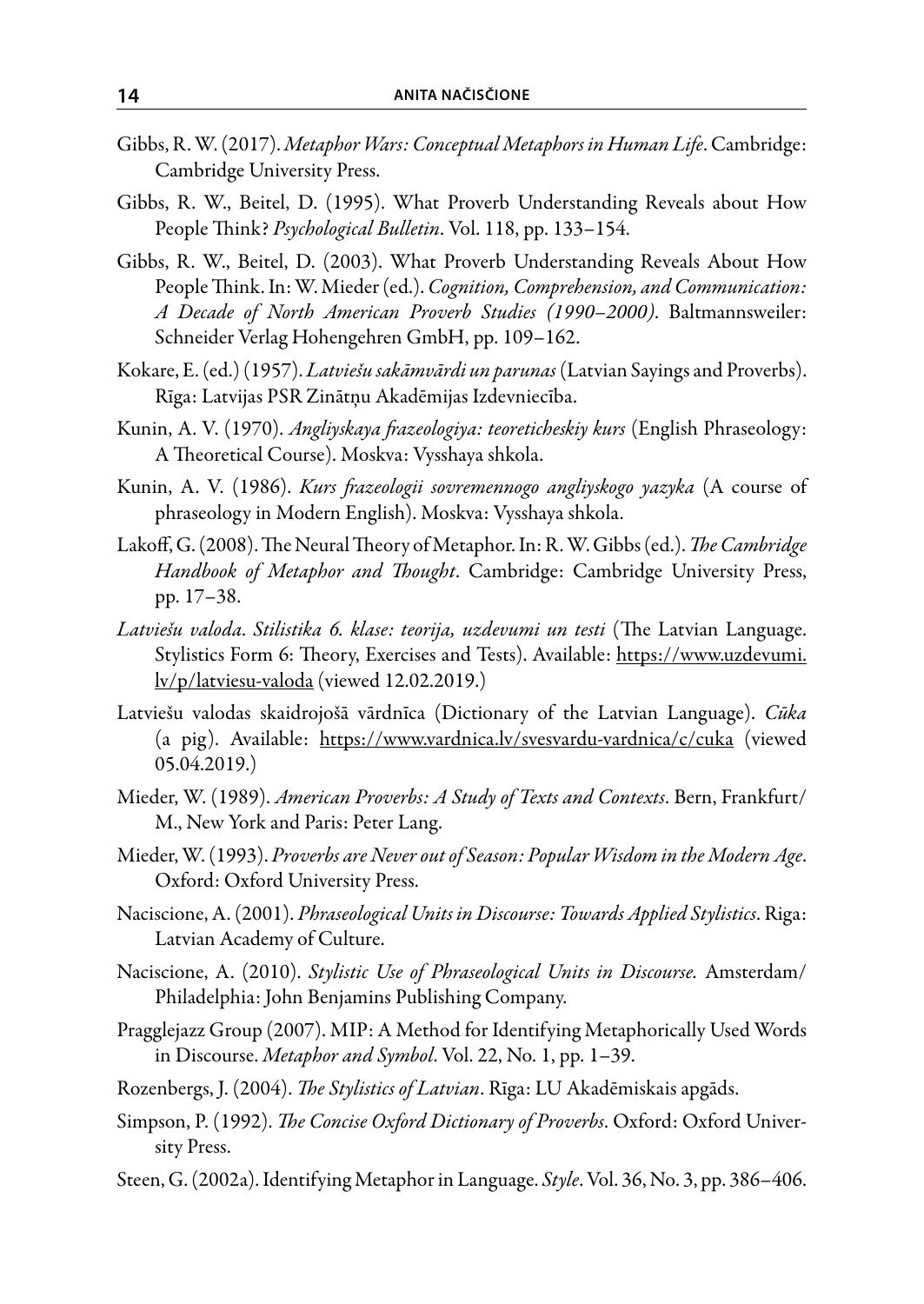Gibbs, R. W. (2017). *Metaphor Wars: Conceptual Metaphors in Human Life*. Cambridge: Cambridge University Press.

Gibbs, R. W., Beitel, D. (1995). What Proverb Understanding Reveals about How People Think? *Psychological Bulletin*. Vol. 118, pp. 133–154.

Gibbs, R. W., Beitel, D. (2003). What Proverb Understanding Reveals About How People Think. In: W. Mieder (ed.). *Cognition, Comprehension, and Communication: A Decade of North American Proverb Studies (1990–2000)*. Baltmannsweiler: Schneider Verlag Hohengehren GmbH, pp. 109–162.

Kokare, E. (ed.) (1957). *Latviešu sakāmvārdi un parunas* (Latvian Sayings and Proverbs). Rīga: Latvijas PSR Zinātņu Akadēmijas Izdevniecība.

Kunin, A. V. (1970). *Angliyskaya frazeologiya: teoreticheskiy kurs* (English Phraseology: A Theoretical Course). Moskva: Vysshaya shkola.

Kunin, A. V. (1986). *Kurs frazeologii sovremennogo angliyskogo yazyka* (A course of phraseology in Modern English). Moskva: Vysshaya shkola.

Lakoff, G. (2008). The Neural Theory of Metaphor. In: R. W. Gibbs (ed.). *The Cambridge Handbook of Metaphor and Thought*. Cambridge: Cambridge University Press, pp. 17–38.

*Latviešu valoda. Stilistika 6. klase: teorija, uzdevumi un testi* (The Latvian Language. Stylistics Form 6: Theory, Exercises and Tests). Available: https://www.uzdevumi.lv/p/latviesu-valoda (viewed 12.02.2019.)

Latviešu valodas skaidrojošā vārdnīca (Dictionary of the Latvian Language). *Cūka* (a pig). Available: https://www.vardnica.lv/svesvardu-vardnica/c/cuka (viewed 05.04.2019.)

Mieder, W. (1989). *American Proverbs: A Study of Texts and Contexts*. Bern, Frankfurt/M., New York and Paris: Peter Lang.

Mieder, W. (1993). *Proverbs are Never out of Season: Popular Wisdom in the Modern Age*. Oxford: Oxford University Press.

Naciscione, A. (2001). *Phraseological Units in Discourse: Towards Applied Stylistics*. Riga: Latvian Academy of Culture.

Naciscione, A. (2010). *Stylistic Use of Phraseological Units in Discourse.* Amsterdam/Philadelphia: John Benjamins Publishing Company.

Pragglejazz Group (2007). MIP: A Method for Identifying Metaphorically Used Words in Discourse. *Metaphor and Symbol*. Vol. 22, No. 1, pp. 1–39.

Rozenbergs, J. (2004). *The Stylistics of Latvian*. Rīga: LU Akadēmiskais apgāds.

Simpson, P. (1992). *The Concise Oxford Dictionary of Proverbs*. Oxford: Oxford University Press.

Steen, G. (2002a). Identifying Metaphor in Language. *Style*. Vol. 36, No. 3, pp. 386–406.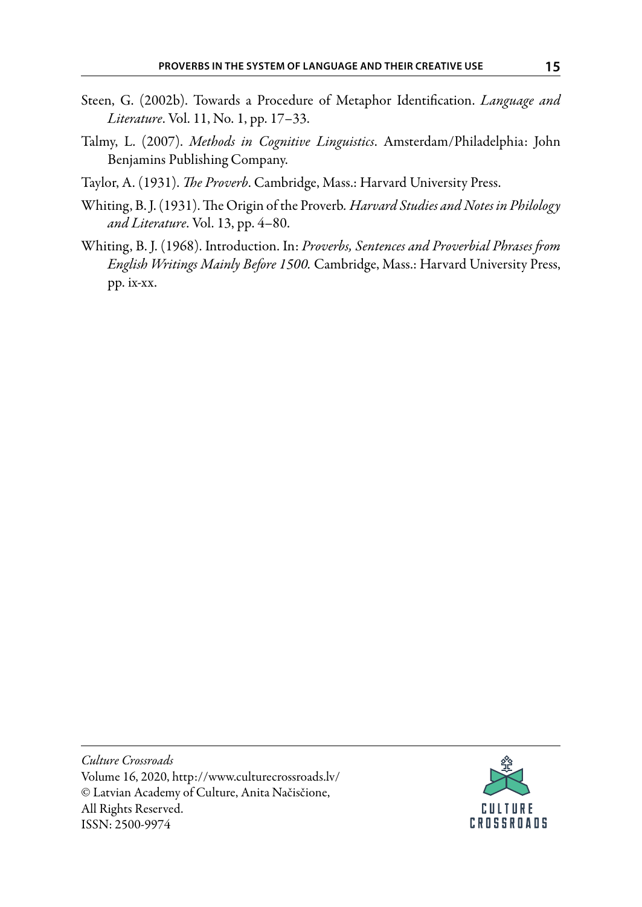Steen, G. (2002b). Towards a Procedure of Metaphor Identification. *Language and Literature*. Vol. 11, No. 1, pp. 17–33.

Talmy, L. (2007). *Methods in Cognitive Linguistics*. Amsterdam/Philadelphia: John Benjamins Publishing Company.

Taylor, A. (1931). *The Proverb*. Cambridge, Mass.: Harvard University Press.

Whiting, B. J. (1931). The Origin of the Proverb. *Harvard Studies and Notes in Philology and Literature*. Vol. 13, pp. 4–80.

Whiting, B. J. (1968). Introduction. In: *Proverbs, Sentences and Proverbial Phrases from English Writings Mainly Before 1500.* Cambridge, Mass.: Harvard University Press, pp. ix-xx.

*Culture Crossroads*
Volume 16, 2020, http://www.culturecrossroads.lv/
© Latvian Academy of Culture, Anita Načisčione,
All Rights Reserved.
ISSN: 2500-9974